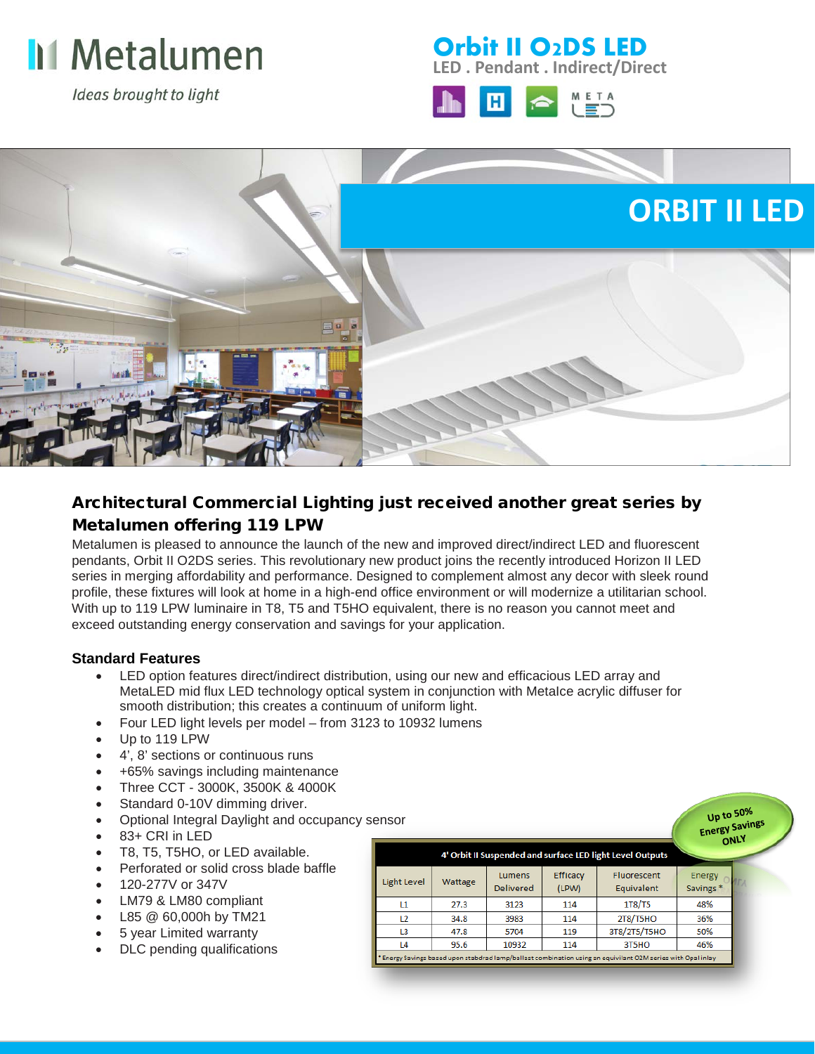# Metalumen

*Ideas brought to light*

## Orbit II O2DS LED

LED . Pendant . Indirect/Direct

META LED

# ORBIT II LED

## Architectural Commercial Lighting just received another great series by Metalumen offering 119 LPW

Metalumen is pleased to announce the launch of the new and improved direct/indirect LED and fluorescent pendants, Orbit II O2DS series. This revolutionary new product joins the recently introduced Horizon II LED series in merging affordability and performance. Designed to complement almost any decor with sleek round profile, these fixtures will look at home in a high-end office environment or will modernize a utilitarian school. With up to 119 LPW luminaire in T8, T5 and T5HO equivalent, there is no reason you cannot meet and exceed outstanding energy conservation and savings for your application.

### Standard Features

- LED option features direct/indirect distribution, using our new and efficacious LED array and MetaLED mid flux LED technology optical system in conjunction with MetaIce acrylic diffuser for smooth distribution; this creates a continuum of uniform light.
- Four LED light levels per model – from 3123 to 10932 lumens
- Up to 119 LPW
- 4', 8' sections or continuous runs
- +65% savings including maintenance
- Three CCT - 3000K, 3500K & 4000K
- Standard 0-10V dimming driver.
- Optional Integral Daylight and occupancy sensor
- 83+ CRI in LED
- T8, T5, T5HO, or LED available.
- Perforated or solid cross blade baffle
- 120-277V or 347V
- LM79 & LM80 compliant
- L85 @ 60,000h by TM21
- 5 year Limited warranty
- DLC pending qualifications

Up to 50% Energy Savings ONLY

**4' Orbit II Suspended and surface LED light Level Outputs**

| Light Level | Wattage | Lumens Delivered | Efficacy (LPW) | Fluorescent Equivalent | Energy Savings * |
|---|---|---|---|---|---|
| L1 | 27.3 | 3123 | 114 | 1T8/T5 | 48% |
| L2 | 34.8 | 3983 | 114 | 2T8/T5HO | 36% |
| L3 | 47.8 | 5704 | 119 | 3T8/2T5/T5HO | 50% |
| L4 | 95.6 | 10932 | 114 | 3T5HO | 46% |

* Energy Savings based upon stabdrad lamp/ballast combination using an equivilant O2M series with Opal inlay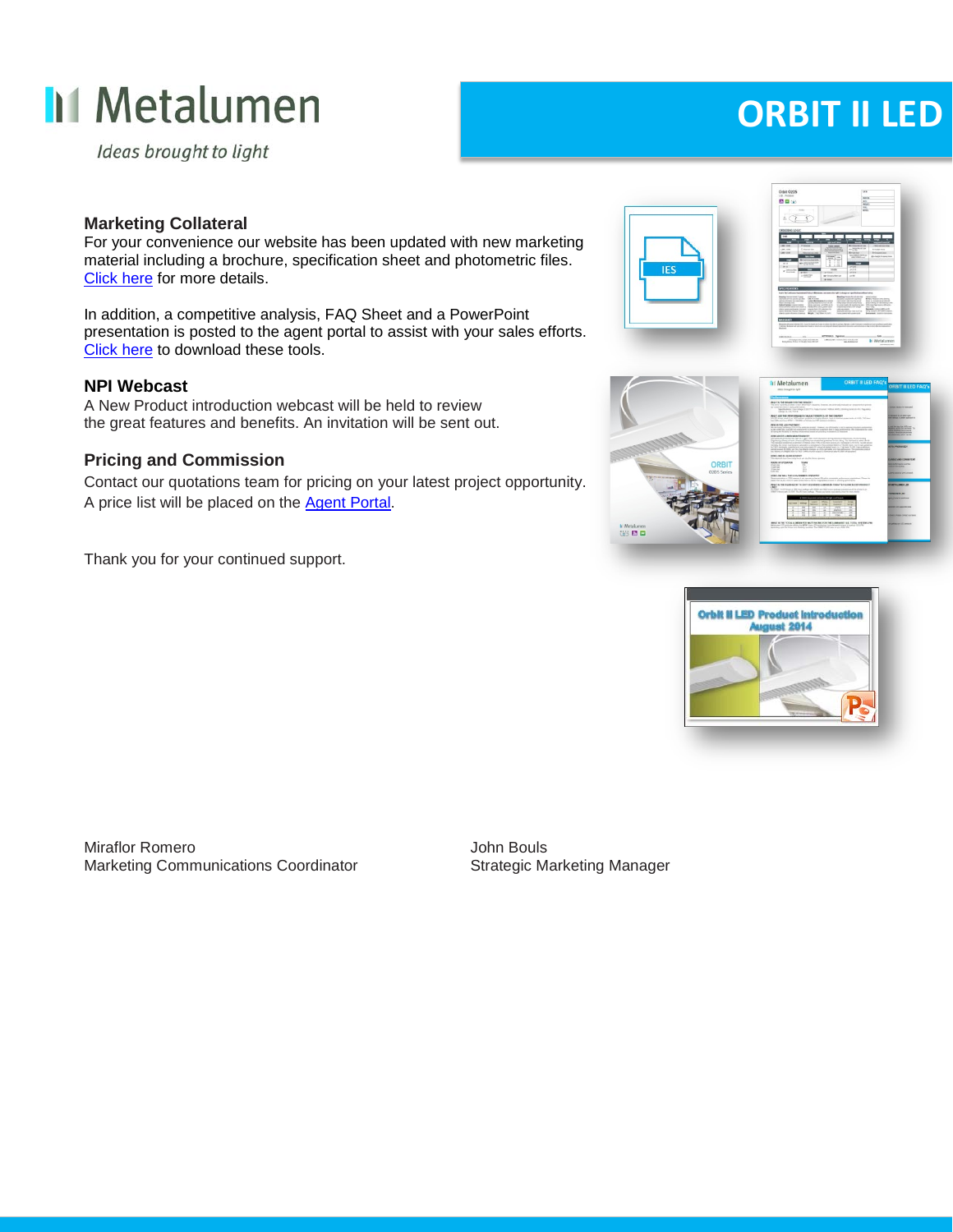Metalumen

*Ideas brought to light*

# ORBIT II LED

## Marketing Collateral

For your convenience our website has been updated with new marketing material including a brochure, specification sheet and photometric files. Click here for more details.

In addition, a competitive analysis, FAQ Sheet and a PowerPoint presentation is posted to the agent portal to assist with your sales efforts. Click here to download these tools.

## NPI Webcast

A New Product introduction webcast will be held to review the great features and benefits. An invitation will be sent out.

## Pricing and Commission

Contact our quotations team for pricing on your latest project opportunity. A price list will be placed on the Agent Portal.

Thank you for your continued support.

Miraflor Romero
Marketing Communications Coordinator

John Bouls
Strategic Marketing Manager